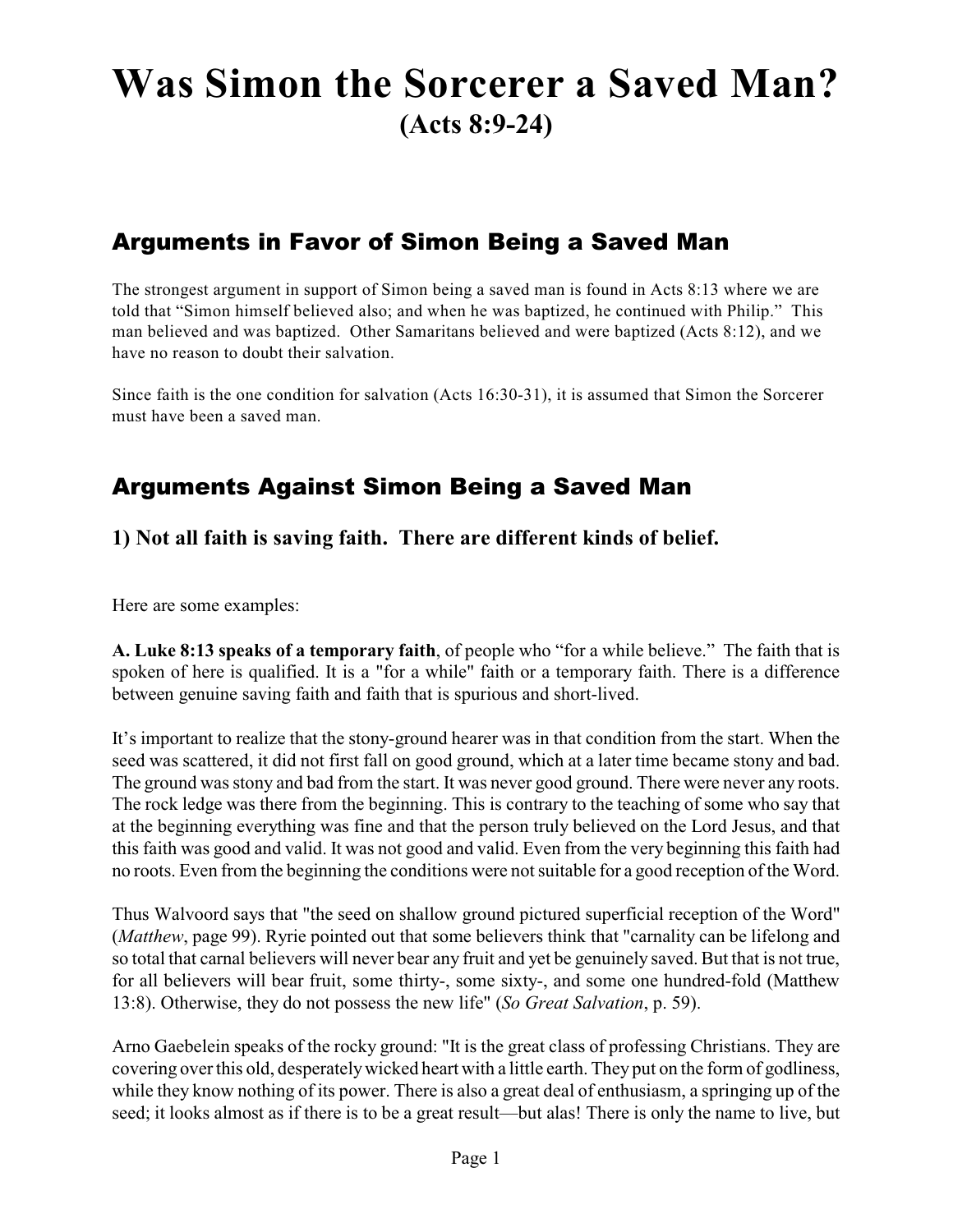# Was Simon the Sorcerer a Saved Man?

## (Acts 8:9-24)

## Arguments in Favor of Simon Being a Saved Man

The strongest argument in support of Simon being a saved man is found in Acts 8:13 where we are told that "Simon himself believed also; and when he was baptized, he continued with Philip." This man believed and was baptized. Other Samaritans believed and were baptized (Acts 8:12), and we have no reason to doubt their salvation.

Since faith is the one condition for salvation (Acts 16:30-31), it is assumed that Simon the Sorcerer must have been a saved man.

## Arguments Against Simon Being a Saved Man

### 1) Not all faith is saving faith. There are different kinds of belief.

Here are some examples:

**A. Luke 8:13 speaks of a temporary faith**, of people who "for a while believe." The faith that is spoken of here is qualified. It is a "for a while" faith or a temporary faith. There is a difference between genuine saving faith and faith that is spurious and short-lived.

It's important to realize that the stony-ground hearer was in that condition from the start. When the seed was scattered, it did not first fall on good ground, which at a later time became stony and bad. The ground was stony and bad from the start. It was never good ground. There were never any roots. The rock ledge was there from the beginning. This is contrary to the teaching of some who say that at the beginning everything was fine and that the person truly believed on the Lord Jesus, and that this faith was good and valid. It was not good and valid. Even from the very beginning this faith had no roots. Even from the beginning the conditions were not suitable for a good reception of the Word.

Thus Walvoord says that "the seed on shallow ground pictured superficial reception of the Word" (*Matthew*, page 99). Ryrie pointed out that some believers think that "carnality can be lifelong and so total that carnal believers will never bear any fruit and yet be genuinely saved. But that is not true, for all believers will bear fruit, some thirty-, some sixty-, and some one hundred-fold (Matthew 13:8). Otherwise, they do not possess the new life" (*So Great Salvation*, p. 59).

Arno Gaebelein speaks of the rocky ground: "It is the great class of professing Christians. They are covering over this old, desperately wicked heart with a little earth. They put on the form of godliness, while they know nothing of its power. There is also a great deal of enthusiasm, a springing up of the seed; it looks almost as if there is to be a great result—but alas! There is only the name to live, but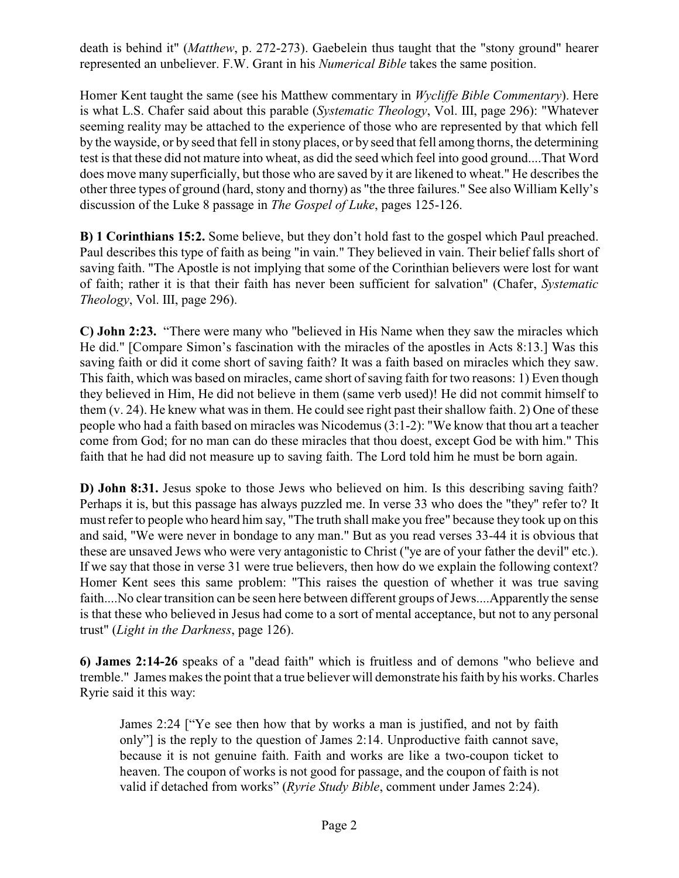death is behind it" (*Matthew*, p. 272-273). Gaebelein thus taught that the "stony ground" hearer represented an unbeliever. F.W. Grant in his *Numerical Bible* takes the same position.

Homer Kent taught the same (see his Matthew commentary in *Wycliffe Bible Commentary*). Here is what L.S. Chafer said about this parable (*Systematic Theology*, Vol. III, page 296): "Whatever seeming reality may be attached to the experience of those who are represented by that which fell by the wayside, or by seed that fell in stony places, or by seed that fell among thorns, the determining test is that these did not mature into wheat, as did the seed which feel into good ground....That Word does move many superficially, but those who are saved by it are likened to wheat." He describes the other three types of ground (hard, stony and thorny) as "the three failures." See also William Kelly's discussion of the Luke 8 passage in *The Gospel of Luke*, pages 125-126.

**B) 1 Corinthians 15:2.** Some believe, but they don't hold fast to the gospel which Paul preached. Paul describes this type of faith as being "in vain." They believed in vain. Their belief falls short of saving faith. "The Apostle is not implying that some of the Corinthian believers were lost for want of faith; rather it is that their faith has never been sufficient for salvation" (Chafer, *Systematic Theology*, Vol. III, page 296).

**C) John 2:23.** "There were many who "believed in His Name when they saw the miracles which He did." [Compare Simon's fascination with the miracles of the apostles in Acts 8:13.] Was this saving faith or did it come short of saving faith? It was a faith based on miracles which they saw. This faith, which was based on miracles, came short of saving faith for two reasons: 1) Even though they believed in Him, He did not believe in them (same verb used)! He did not commit himself to them (v. 24). He knew what was in them. He could see right past their shallow faith. 2) One of these people who had a faith based on miracles was Nicodemus (3:1-2): "We know that thou art a teacher come from God; for no man can do these miracles that thou doest, except God be with him." This faith that he had did not measure up to saving faith. The Lord told him he must be born again.

**D) John 8:31.** Jesus spoke to those Jews who believed on him. Is this describing saving faith? Perhaps it is, but this passage has always puzzled me. In verse 33 who does the "they" refer to? It must refer to people who heard him say, "The truth shall make you free" because they took up on this and said, "We were never in bondage to any man." But as you read verses 33-44 it is obvious that these are unsaved Jews who were very antagonistic to Christ ("ye are of your father the devil" etc.). If we say that those in verse 31 were true believers, then how do we explain the following context? Homer Kent sees this same problem: "This raises the question of whether it was true saving faith....No clear transition can be seen here between different groups of Jews....Apparently the sense is that these who believed in Jesus had come to a sort of mental acceptance, but not to any personal trust" (*Light in the Darkness*, page 126).

**6) James 2:14-26** speaks of a "dead faith" which is fruitless and of demons "who believe and tremble." James makes the point that a true believer will demonstrate his faith by his works. Charles Ryrie said it this way:

> James 2:24 ["Ye see then how that by works a man is justified, and not by faith only"] is the reply to the question of James 2:14. Unproductive faith cannot save, because it is not genuine faith. Faith and works are like a two-coupon ticket to heaven. The coupon of works is not good for passage, and the coupon of faith is not valid if detached from works" (*Ryrie Study Bible*, comment under James 2:24).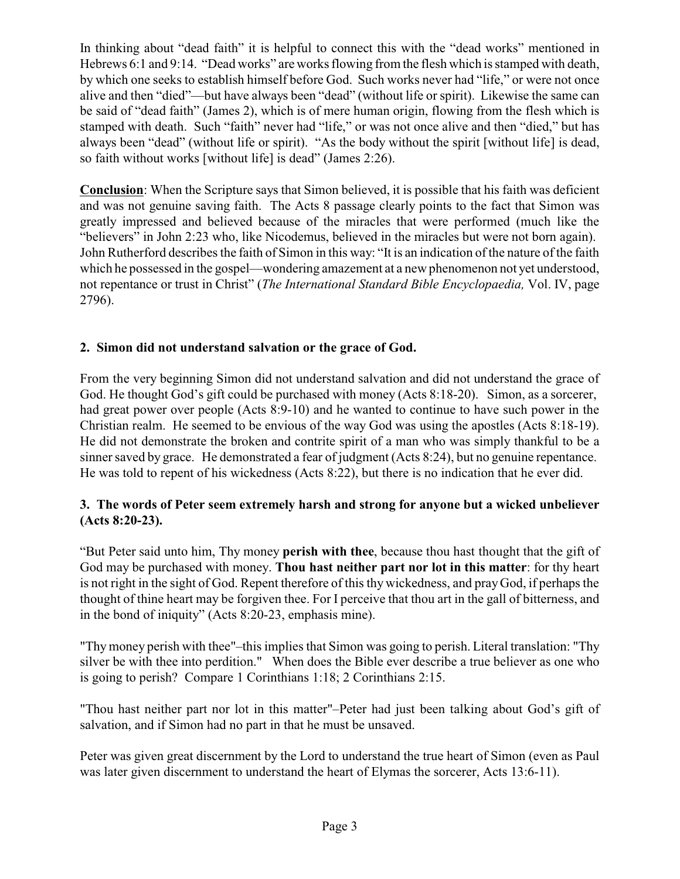In thinking about "dead faith" it is helpful to connect this with the "dead works" mentioned in Hebrews 6:1 and 9:14. "Dead works" are works flowing from the flesh which is stamped with death, by which one seeks to establish himself before God. Such works never had "life," or were not once alive and then "died"—but have always been "dead" (without life or spirit). Likewise the same can be said of "dead faith" (James 2), which is of mere human origin, flowing from the flesh which is stamped with death. Such "faith" never had "life," or was not once alive and then "died," but has always been "dead" (without life or spirit). "As the body without the spirit [without life] is dead, so faith without works [without life] is dead" (James 2:26).

**Conclusion**: When the Scripture says that Simon believed, it is possible that his faith was deficient and was not genuine saving faith. The Acts 8 passage clearly points to the fact that Simon was greatly impressed and believed because of the miracles that were performed (much like the "believers" in John 2:23 who, like Nicodemus, believed in the miracles but were not born again). John Rutherford describes the faith of Simon in this way: "It is an indication of the nature of the faith which he possessed in the gospel—wondering amazement at a new phenomenon not yet understood, not repentance or trust in Christ" (*The International Standard Bible Encyclopaedia,* Vol. IV, page 2796).

### 2. Simon did not understand salvation or the grace of God.

From the very beginning Simon did not understand salvation and did not understand the grace of God. He thought God's gift could be purchased with money (Acts 8:18-20). Simon, as a sorcerer, had great power over people (Acts 8:9-10) and he wanted to continue to have such power in the Christian realm. He seemed to be envious of the way God was using the apostles (Acts 8:18-19). He did not demonstrate the broken and contrite spirit of a man who was simply thankful to be a sinner saved by grace. He demonstrated a fear of judgment (Acts 8:24), but no genuine repentance. He was told to repent of his wickedness (Acts 8:22), but there is no indication that he ever did.

### 3. The words of Peter seem extremely harsh and strong for anyone but a wicked unbeliever (Acts 8:20-23).

"But Peter said unto him, Thy money **perish with thee**, because thou hast thought that the gift of God may be purchased with money. **Thou hast neither part nor lot in this matter**: for thy heart is not right in the sight of God. Repent therefore of this thy wickedness, and pray God, if perhaps the thought of thine heart may be forgiven thee. For I perceive that thou art in the gall of bitterness, and in the bond of iniquity" (Acts 8:20-23, emphasis mine).

"Thy money perish with thee"–this implies that Simon was going to perish. Literal translation: "Thy silver be with thee into perdition." When does the Bible ever describe a true believer as one who is going to perish? Compare 1 Corinthians 1:18; 2 Corinthians 2:15.

"Thou hast neither part nor lot in this matter"–Peter had just been talking about God's gift of salvation, and if Simon had no part in that he must be unsaved.

Peter was given great discernment by the Lord to understand the true heart of Simon (even as Paul was later given discernment to understand the heart of Elymas the sorcerer, Acts 13:6-11).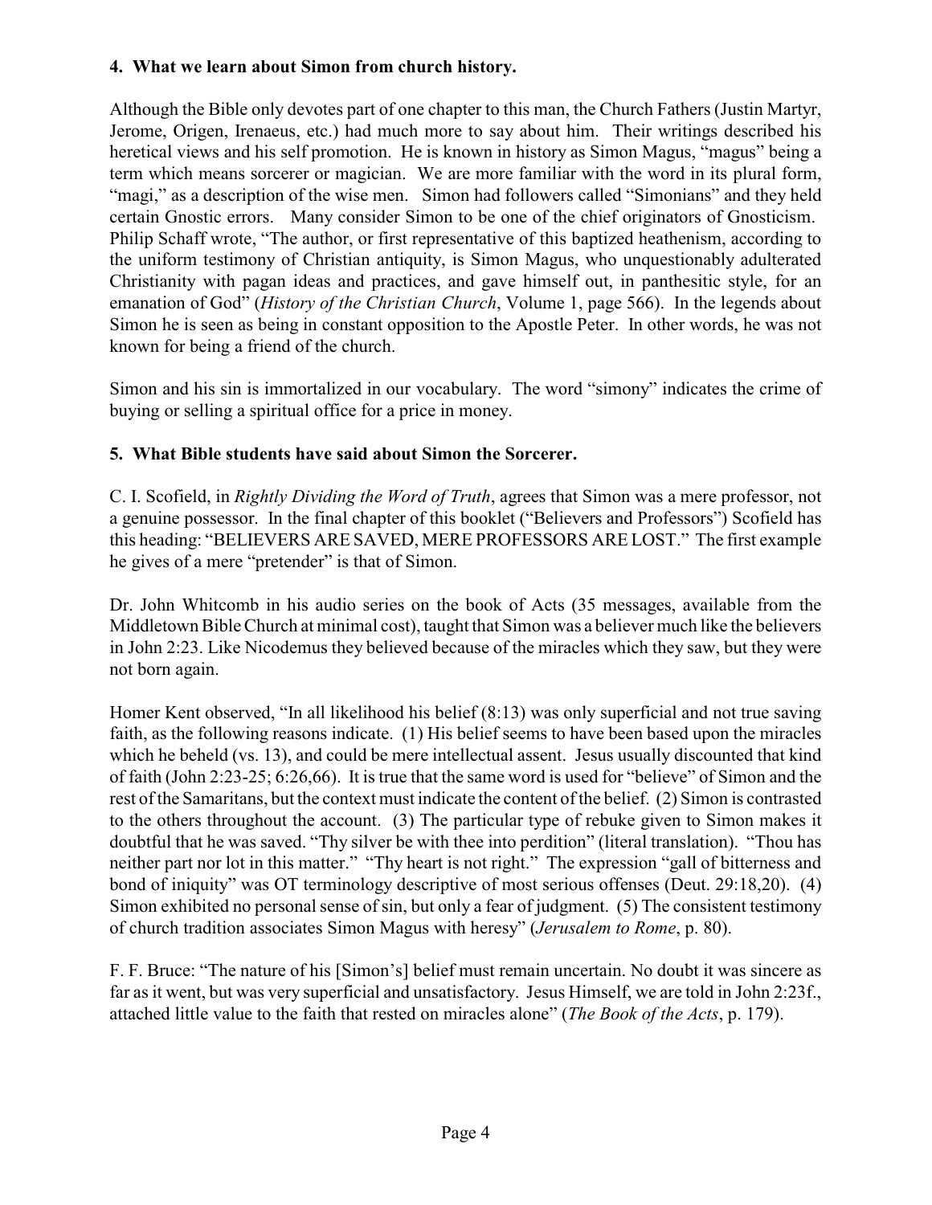**4. What we learn about Simon from church history.**

Although the Bible only devotes part of one chapter to this man, the Church Fathers (Justin Martyr, Jerome, Origen, Irenaeus, etc.) had much more to say about him. Their writings described his heretical views and his self promotion. He is known in history as Simon Magus, "magus" being a term which means sorcerer or magician. We are more familiar with the word in its plural form, "magi," as a description of the wise men. Simon had followers called "Simonians" and they held certain Gnostic errors. Many consider Simon to be one of the chief originators of Gnosticism. Philip Schaff wrote, "The author, or first representative of this baptized heathenism, according to the uniform testimony of Christian antiquity, is Simon Magus, who unquestionably adulterated Christianity with pagan ideas and practices, and gave himself out, in panthesitic style, for an emanation of God" (*History of the Christian Church*, Volume 1, page 566). In the legends about Simon he is seen as being in constant opposition to the Apostle Peter. In other words, he was not known for being a friend of the church.

Simon and his sin is immortalized in our vocabulary. The word "simony" indicates the crime of buying or selling a spiritual office for a price in money.

**5. What Bible students have said about Simon the Sorcerer.**

C. I. Scofield, in *Rightly Dividing the Word of Truth*, agrees that Simon was a mere professor, not a genuine possessor. In the final chapter of this booklet ("Believers and Professors") Scofield has this heading: "BELIEVERS ARE SAVED, MERE PROFESSORS ARE LOST." The first example he gives of a mere "pretender" is that of Simon.

Dr. John Whitcomb in his audio series on the book of Acts (35 messages, available from the Middletown Bible Church at minimal cost), taught that Simon was a believer much like the believers in John 2:23. Like Nicodemus they believed because of the miracles which they saw, but they were not born again.

Homer Kent observed, "In all likelihood his belief (8:13) was only superficial and not true saving faith, as the following reasons indicate. (1) His belief seems to have been based upon the miracles which he beheld (vs. 13), and could be mere intellectual assent. Jesus usually discounted that kind of faith (John 2:23-25; 6:26,66). It is true that the same word is used for "believe" of Simon and the rest of the Samaritans, but the context must indicate the content of the belief. (2) Simon is contrasted to the others throughout the account. (3) The particular type of rebuke given to Simon makes it doubtful that he was saved. "Thy silver be with thee into perdition" (literal translation). "Thou has neither part nor lot in this matter." "Thy heart is not right." The expression "gall of bitterness and bond of iniquity" was OT terminology descriptive of most serious offenses (Deut. 29:18,20). (4) Simon exhibited no personal sense of sin, but only a fear of judgment. (5) The consistent testimony of church tradition associates Simon Magus with heresy" (*Jerusalem to Rome*, p. 80).

F. F. Bruce: "The nature of his [Simon's] belief must remain uncertain. No doubt it was sincere as far as it went, but was very superficial and unsatisfactory. Jesus Himself, we are told in John 2:23f., attached little value to the faith that rested on miracles alone" (*The Book of the Acts*, p. 179).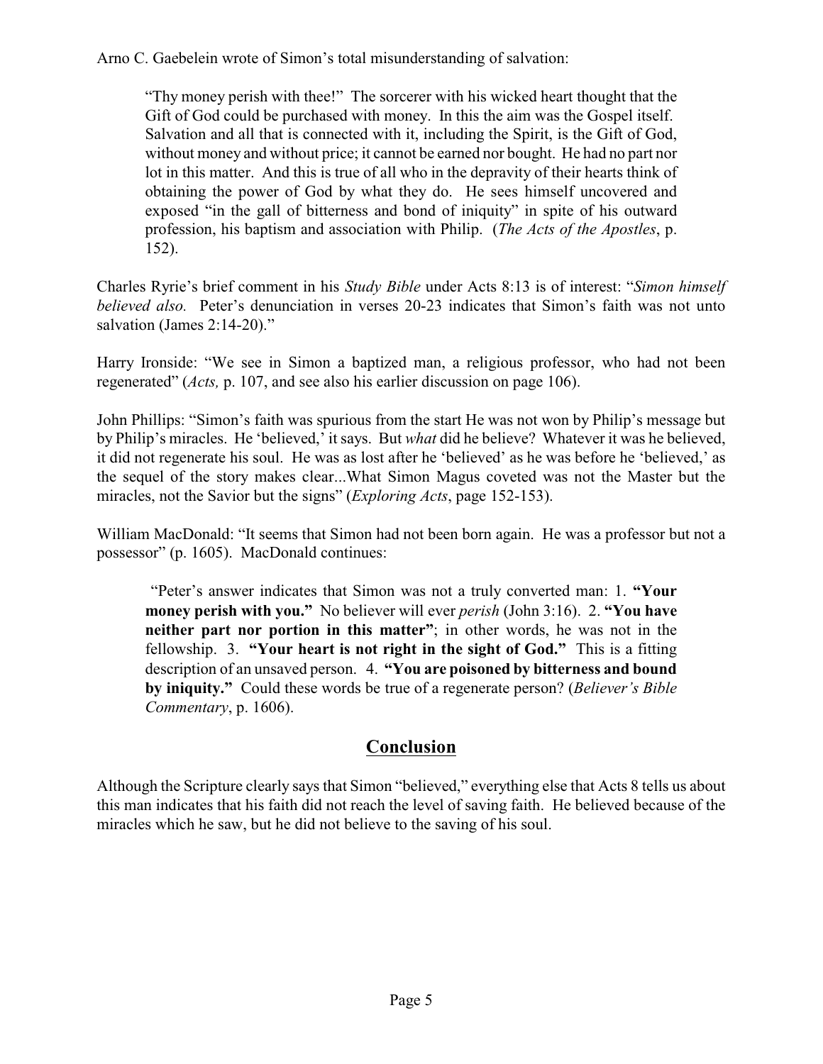Arno C. Gaebelein wrote of Simon's total misunderstanding of salvation:

> "Thy money perish with thee!" The sorcerer with his wicked heart thought that the Gift of God could be purchased with money. In this the aim was the Gospel itself. Salvation and all that is connected with it, including the Spirit, is the Gift of God, without money and without price; it cannot be earned nor bought. He had no part nor lot in this matter. And this is true of all who in the depravity of their hearts think of obtaining the power of God by what they do. He sees himself uncovered and exposed "in the gall of bitterness and bond of iniquity" in spite of his outward profession, his baptism and association with Philip. (*The Acts of the Apostles*, p. 152).

Charles Ryrie's brief comment in his *Study Bible* under Acts 8:13 is of interest: "*Simon himself believed also.* Peter's denunciation in verses 20-23 indicates that Simon's faith was not unto salvation (James 2:14-20)."

Harry Ironside: "We see in Simon a baptized man, a religious professor, who had not been regenerated" (*Acts,* p. 107, and see also his earlier discussion on page 106).

John Phillips: "Simon's faith was spurious from the start He was not won by Philip's message but by Philip's miracles. He 'believed,' it says. But *what* did he believe? Whatever it was he believed, it did not regenerate his soul. He was as lost after he 'believed' as he was before he 'believed,' as the sequel of the story makes clear...What Simon Magus coveted was not the Master but the miracles, not the Savior but the signs" (*Exploring Acts*, page 152-153).

William MacDonald: "It seems that Simon had not been born again. He was a professor but not a possessor" (p. 1605). MacDonald continues:

> "Peter's answer indicates that Simon was not a truly converted man: 1. **"Your money perish with you."** No believer will ever *perish* (John 3:16). 2. **"You have neither part nor portion in this matter"**; in other words, he was not in the fellowship. 3. **"Your heart is not right in the sight of God."** This is a fitting description of an unsaved person. 4. **"You are poisoned by bitterness and bound by iniquity."** Could these words be true of a regenerate person? (*Believer's Bible Commentary*, p. 1606).

## Conclusion

Although the Scripture clearly says that Simon "believed," everything else that Acts 8 tells us about this man indicates that his faith did not reach the level of saving faith. He believed because of the miracles which he saw, but he did not believe to the saving of his soul.